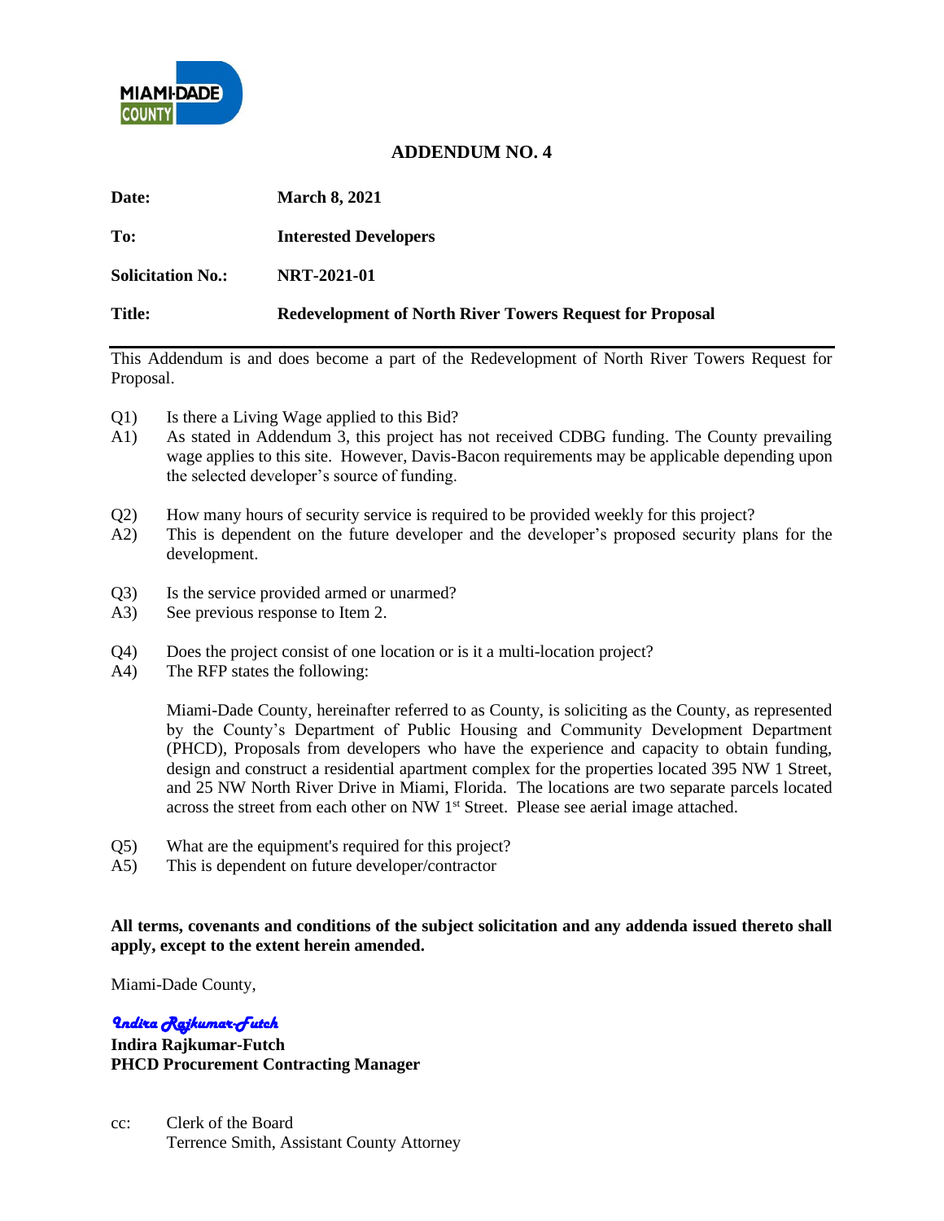# ADDENDUM NO. 4

**Date:** **March 8, 2021**

**To:** **Interested Developers**

**Solicitation No.:** **NRT-2021-01**

**Title:** **Redevelopment of North River Towers Request for Proposal**

---

This Addendum is and does become a part of the Redevelopment of North River Towers Request for Proposal.

Q1) Is there a Living Wage applied to this Bid?

A1) As stated in Addendum 3, this project has not received CDBG funding. The County prevailing wage applies to this site. However, Davis-Bacon requirements may be applicable depending upon the selected developer's source of funding.

Q2) How many hours of security service is required to be provided weekly for this project?

A2) This is dependent on the future developer and the developer's proposed security plans for the development.

Q3) Is the service provided armed or unarmed?

A3) See previous response to Item 2.

Q4) Does the project consist of one location or is it a multi-location project?

A4) The RFP states the following:

Miami-Dade County, hereinafter referred to as County, is soliciting as the County, as represented by the County's Department of Public Housing and Community Development Department (PHCD), Proposals from developers who have the experience and capacity to obtain funding, design and construct a residential apartment complex for the properties located 395 NW 1 Street, and 25 NW North River Drive in Miami, Florida. The locations are two separate parcels located across the street from each other on NW 1st Street. Please see aerial image attached.

Q5) What are the equipment's required for this project?

A5) This is dependent on future developer/contractor

**All terms, covenants and conditions of the subject solicitation and any addenda issued thereto shall apply, except to the extent herein amended.**

Miami-Dade County,

*Indira Rajkumar-Futch*

**Indira Rajkumar-Futch**
**PHCD Procurement Contracting Manager**

cc: Clerk of the Board
Terrence Smith, Assistant County Attorney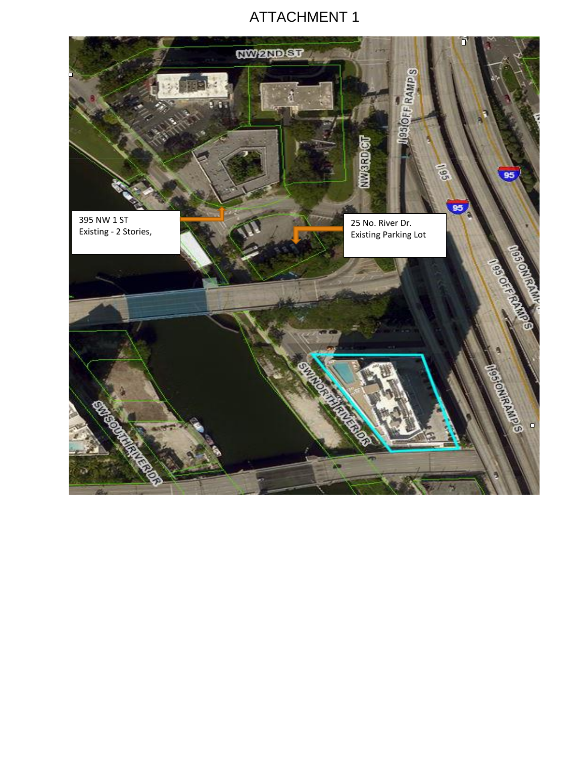# ATTACHMENT 1

395 NW 1 ST
Existing - 2 Stories,

25 No. River Dr.
Existing Parking Lot

NW 2ND ST

NW 3RD CT

I 95 OFF RAMP S

I 95

95

I 95 ON RAMP S

I 95 OFF RAMP S

I 95 ON RAMP S

SW NORTH RIVER DR

SW SOUTH RIVER DR